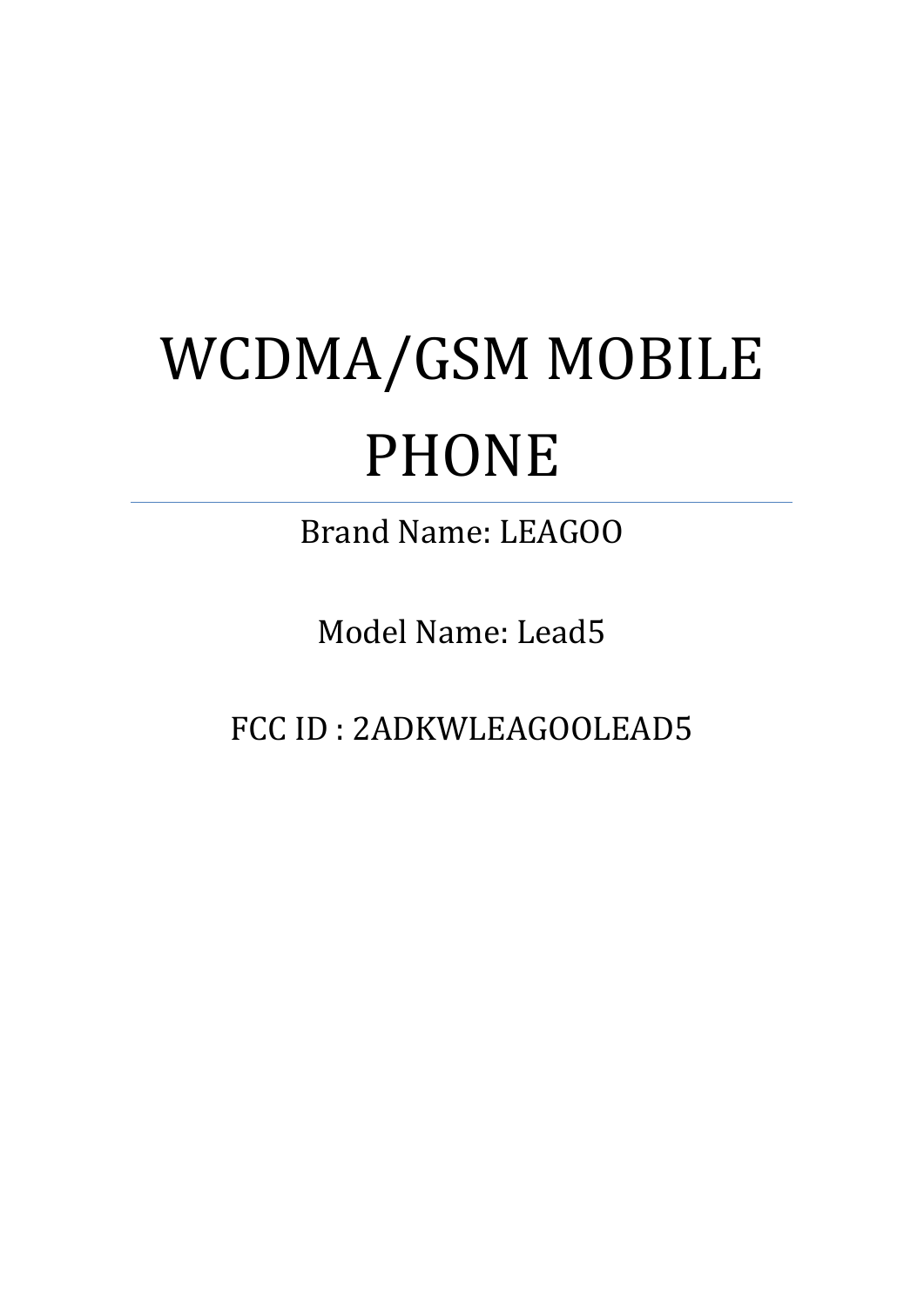# WCDMA/GSM MOBILE PHONE

Brand Name: LEAGOO

Model Name: Lead5

FCC ID : 2ADKWLEAGOOLEAD5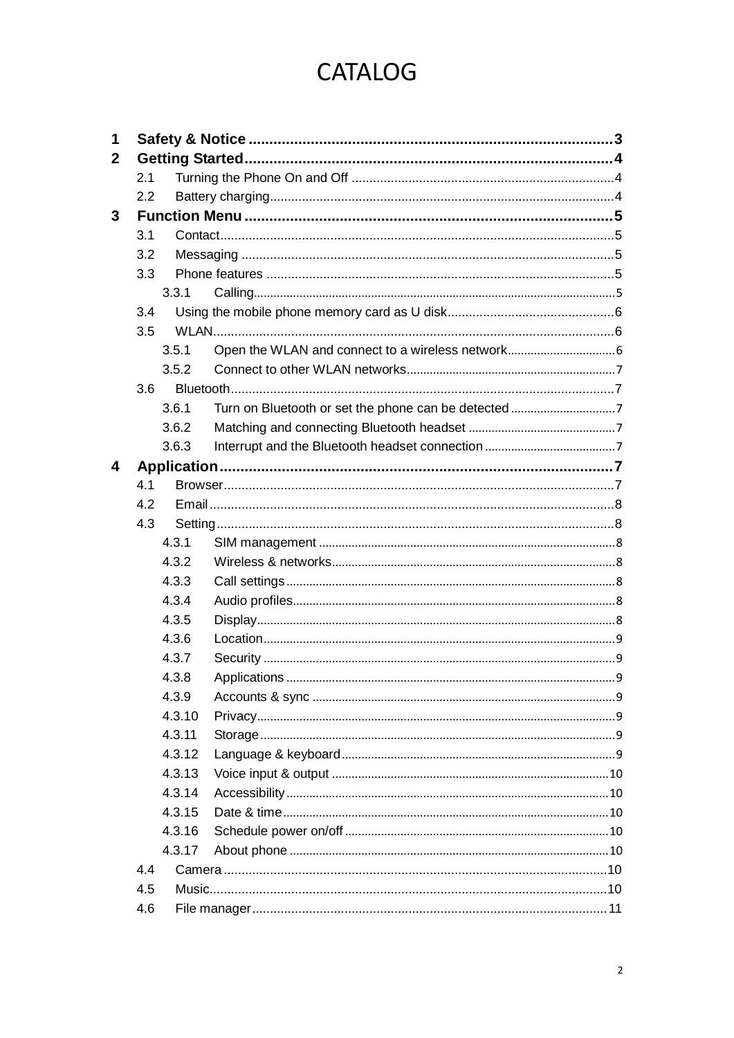# CATALOG

- 1 Safety & Notice ........ 3
- 2 Getting Started ........ 4
  - 2.1 Turning the Phone On and Off ........ 4
  - 2.2 Battery charging ........ 4
- 3 Function Menu ........ 5
  - 3.1 Contact ........ 5
  - 3.2 Messaging ........ 5
  - 3.3 Phone features ........ 5
    - 3.3.1 Calling ........ 5
  - 3.4 Using the mobile phone memory card as U disk ........ 6
  - 3.5 WLAN ........ 6
    - 3.5.1 Open the WLAN and connect to a wireless network ........ 6
    - 3.5.2 Connect to other WLAN networks ........ 7
  - 3.6 Bluetooth ........ 7
    - 3.6.1 Turn on Bluetooth or set the phone can be detected ........ 7
    - 3.6.2 Matching and connecting Bluetooth headset ........ 7
    - 3.6.3 Interrupt and the Bluetooth headset connection ........ 7
- 4 Application ........ 7
  - 4.1 Browser ........ 7
  - 4.2 Email ........ 8
  - 4.3 Setting ........ 8
    - 4.3.1 SIM management ........ 8
    - 4.3.2 Wireless & networks ........ 8
    - 4.3.3 Call settings ........ 8
    - 4.3.4 Audio profiles ........ 8
    - 4.3.5 Display ........ 8
    - 4.3.6 Location ........ 9
    - 4.3.7 Security ........ 9
    - 4.3.8 Applications ........ 9
    - 4.3.9 Accounts & sync ........ 9
    - 4.3.10 Privacy ........ 9
    - 4.3.11 Storage ........ 9
    - 4.3.12 Language & keyboard ........ 9
    - 4.3.13 Voice input & output ........ 10
    - 4.3.14 Accessibility ........ 10
    - 4.3.15 Date & time ........ 10
    - 4.3.16 Schedule power on/off ........ 10
    - 4.3.17 About phone ........ 10
  - 4.4 Camera ........ 10
  - 4.5 Music ........ 10
  - 4.6 File manager ........ 11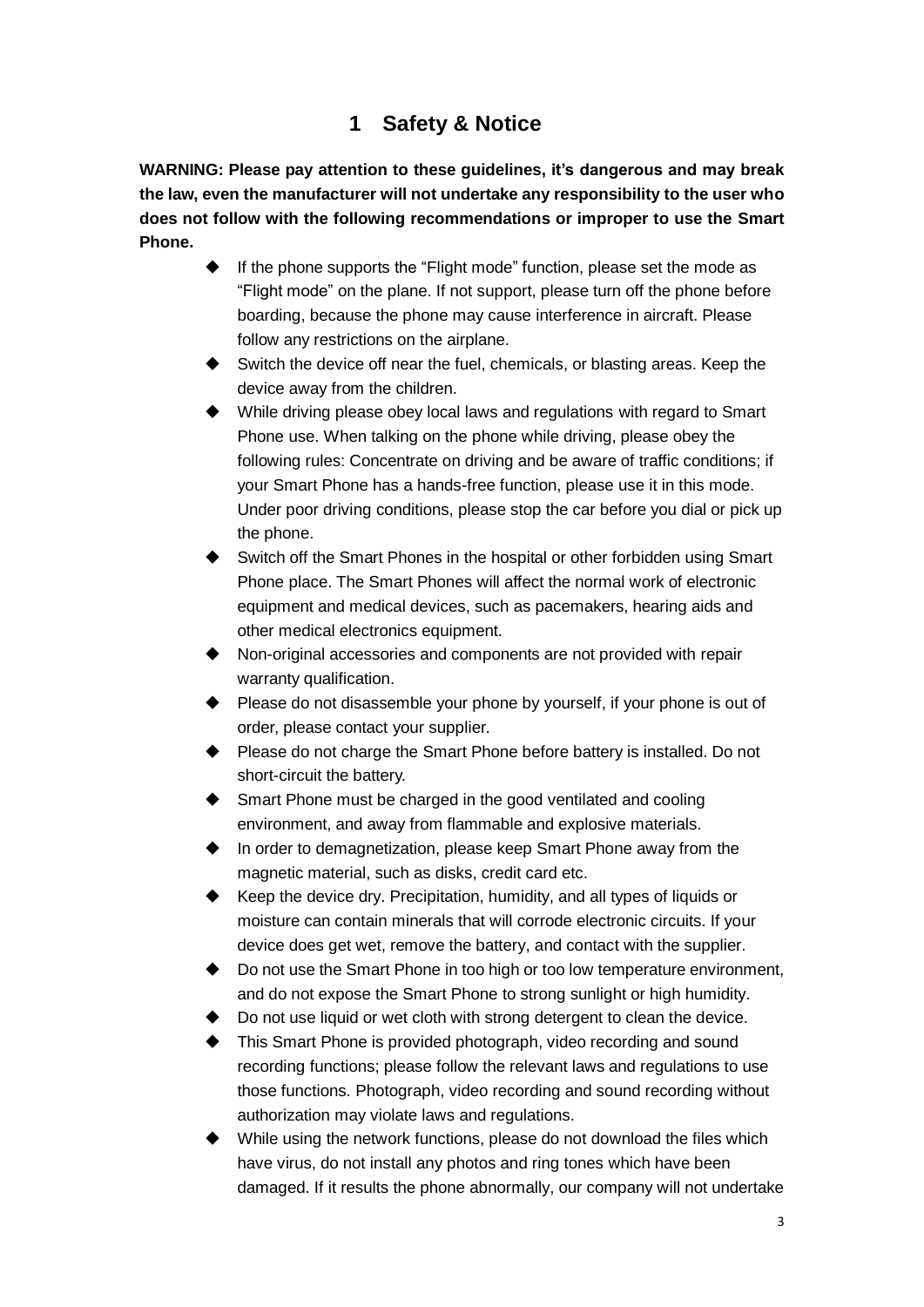# 1 Safety & Notice

**WARNING: Please pay attention to these guidelines, it's dangerous and may break the law, even the manufacturer will not undertake any responsibility to the user who does not follow with the following recommendations or improper to use the Smart Phone.**

- If the phone supports the "Flight mode" function, please set the mode as "Flight mode" on the plane. If not support, please turn off the phone before boarding, because the phone may cause interference in aircraft. Please follow any restrictions on the airplane.
- Switch the device off near the fuel, chemicals, or blasting areas. Keep the device away from the children.
- While driving please obey local laws and regulations with regard to Smart Phone use. When talking on the phone while driving, please obey the following rules: Concentrate on driving and be aware of traffic conditions; if your Smart Phone has a hands-free function, please use it in this mode. Under poor driving conditions, please stop the car before you dial or pick up the phone.
- Switch off the Smart Phones in the hospital or other forbidden using Smart Phone place. The Smart Phones will affect the normal work of electronic equipment and medical devices, such as pacemakers, hearing aids and other medical electronics equipment.
- Non-original accessories and components are not provided with repair warranty qualification.
- Please do not disassemble your phone by yourself, if your phone is out of order, please contact your supplier.
- Please do not charge the Smart Phone before battery is installed. Do not short-circuit the battery.
- Smart Phone must be charged in the good ventilated and cooling environment, and away from flammable and explosive materials.
- In order to demagnetization, please keep Smart Phone away from the magnetic material, such as disks, credit card etc.
- Keep the device dry. Precipitation, humidity, and all types of liquids or moisture can contain minerals that will corrode electronic circuits. If your device does get wet, remove the battery, and contact with the supplier.
- Do not use the Smart Phone in too high or too low temperature environment, and do not expose the Smart Phone to strong sunlight or high humidity.
- Do not use liquid or wet cloth with strong detergent to clean the device.
- This Smart Phone is provided photograph, video recording and sound recording functions; please follow the relevant laws and regulations to use those functions. Photograph, video recording and sound recording without authorization may violate laws and regulations.
- While using the network functions, please do not download the files which have virus, do not install any photos and ring tones which have been damaged. If it results the phone abnormally, our company will not undertake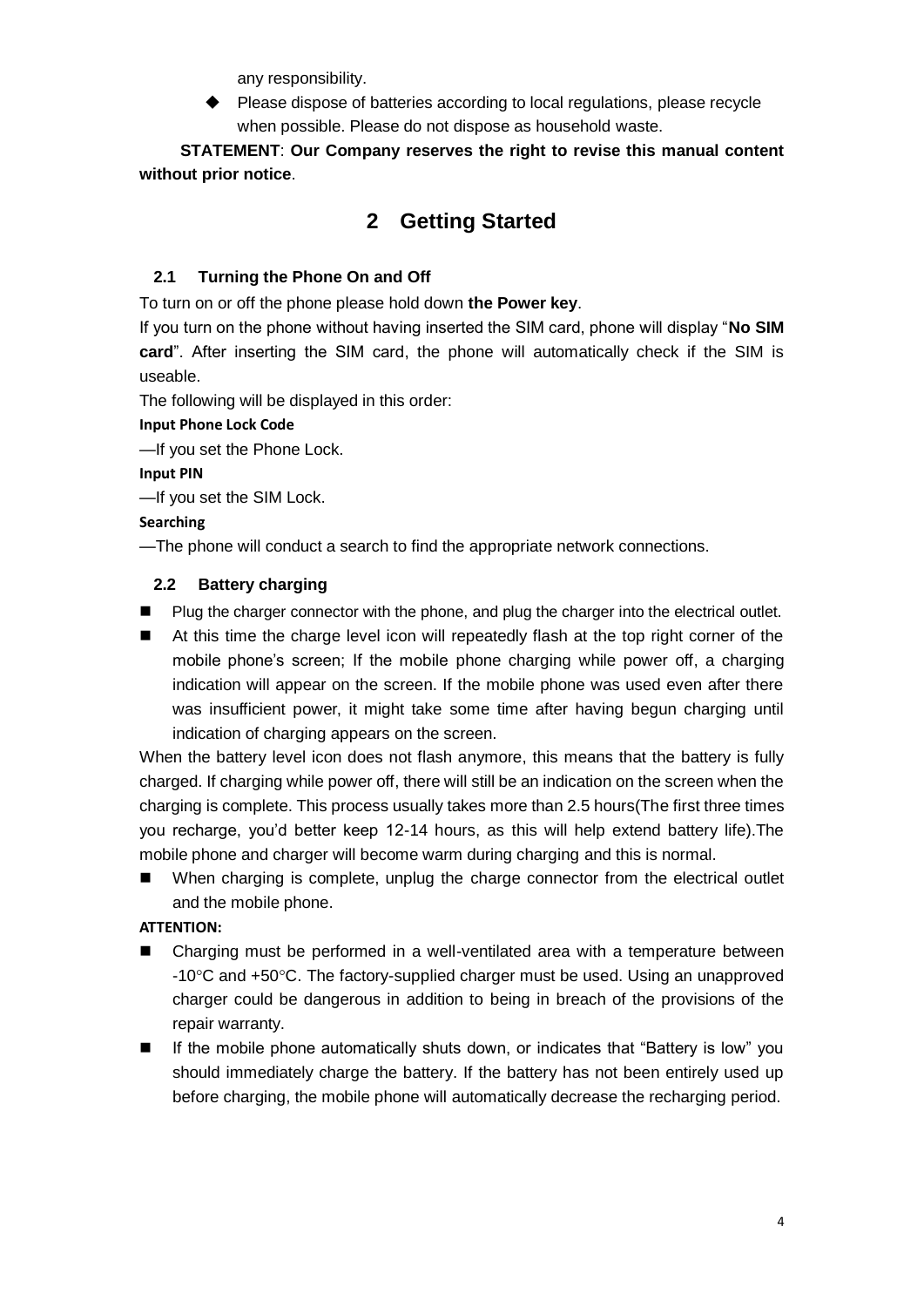any responsibility.

- Please dispose of batteries according to local regulations, please recycle when possible. Please do not dispose as household waste.

**STATEMENT**: **Our Company reserves the right to revise this manual content without prior notice**.

# 2 Getting Started

## 2.1 Turning the Phone On and Off

To turn on or off the phone please hold down **the Power key**.

If you turn on the phone without having inserted the SIM card, phone will display "**No SIM card**". After inserting the SIM card, the phone will automatically check if the SIM is useable.

The following will be displayed in this order:

**Input Phone Lock Code**

—If you set the Phone Lock.

**Input PIN**

—If you set the SIM Lock.

**Searching**

—The phone will conduct a search to find the appropriate network connections.

## 2.2 Battery charging

- Plug the charger connector with the phone, and plug the charger into the electrical outlet.
- At this time the charge level icon will repeatedly flash at the top right corner of the mobile phone's screen; If the mobile phone charging while power off, a charging indication will appear on the screen. If the mobile phone was used even after there was insufficient power, it might take some time after having begun charging until indication of charging appears on the screen.

When the battery level icon does not flash anymore, this means that the battery is fully charged. If charging while power off, there will still be an indication on the screen when the charging is complete. This process usually takes more than 2.5 hours(The first three times you recharge, you'd better keep 12-14 hours, as this will help extend battery life).The mobile phone and charger will become warm during charging and this is normal.

- When charging is complete, unplug the charge connector from the electrical outlet and the mobile phone.

**ATTENTION:**

- Charging must be performed in a well-ventilated area with a temperature between -10°C and +50°C. The factory-supplied charger must be used. Using an unapproved charger could be dangerous in addition to being in breach of the provisions of the repair warranty.
- If the mobile phone automatically shuts down, or indicates that "Battery is low" you should immediately charge the battery. If the battery has not been entirely used up before charging, the mobile phone will automatically decrease the recharging period.